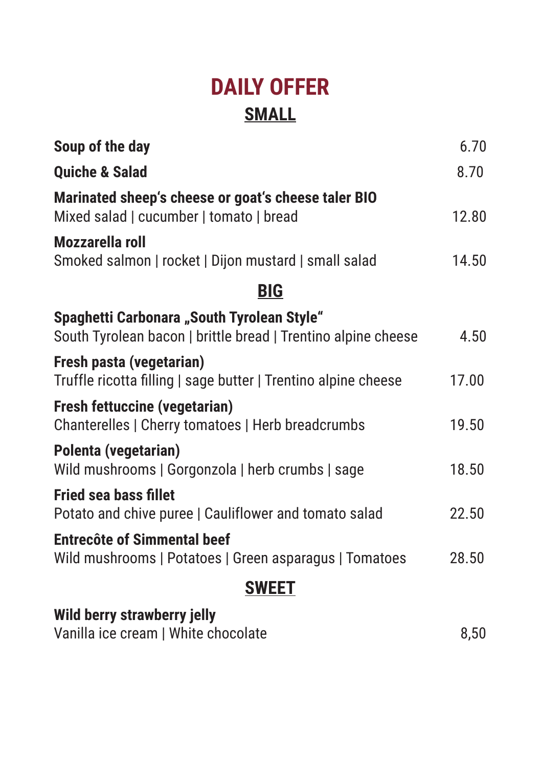# DAILY OFFER

## SMALL

**Soup of the day** 6.70

**Quiche & Salad** 8.70

**Marinated sheep's cheese or goat's cheese taler BIO**
Mixed salad | cucumber | tomato | bread 12.80

**Mozzarella roll**
Smoked salmon | rocket | Dijon mustard | small salad 14.50

## BIG

**Spaghetti Carbonara „South Tyrolean Style"**
South Tyrolean bacon | brittle bread | Trentino alpine cheese 4.50

**Fresh pasta (vegetarian)**
Truffle ricotta filling | sage butter | Trentino alpine cheese 17.00

**Fresh fettuccine (vegetarian)**
Chanterelles | Cherry tomatoes | Herb breadcrumbs 19.50

**Polenta (vegetarian)**
Wild mushrooms | Gorgonzola | herb crumbs | sage 18.50

**Fried sea bass fillet**
Potato and chive puree | Cauliflower and tomato salad 22.50

**Entrecôte of Simmental beef**
Wild mushrooms | Potatoes | Green asparagus | Tomatoes 28.50

## SWEET

**Wild berry strawberry jelly**
Vanilla ice cream | White chocolate 8,50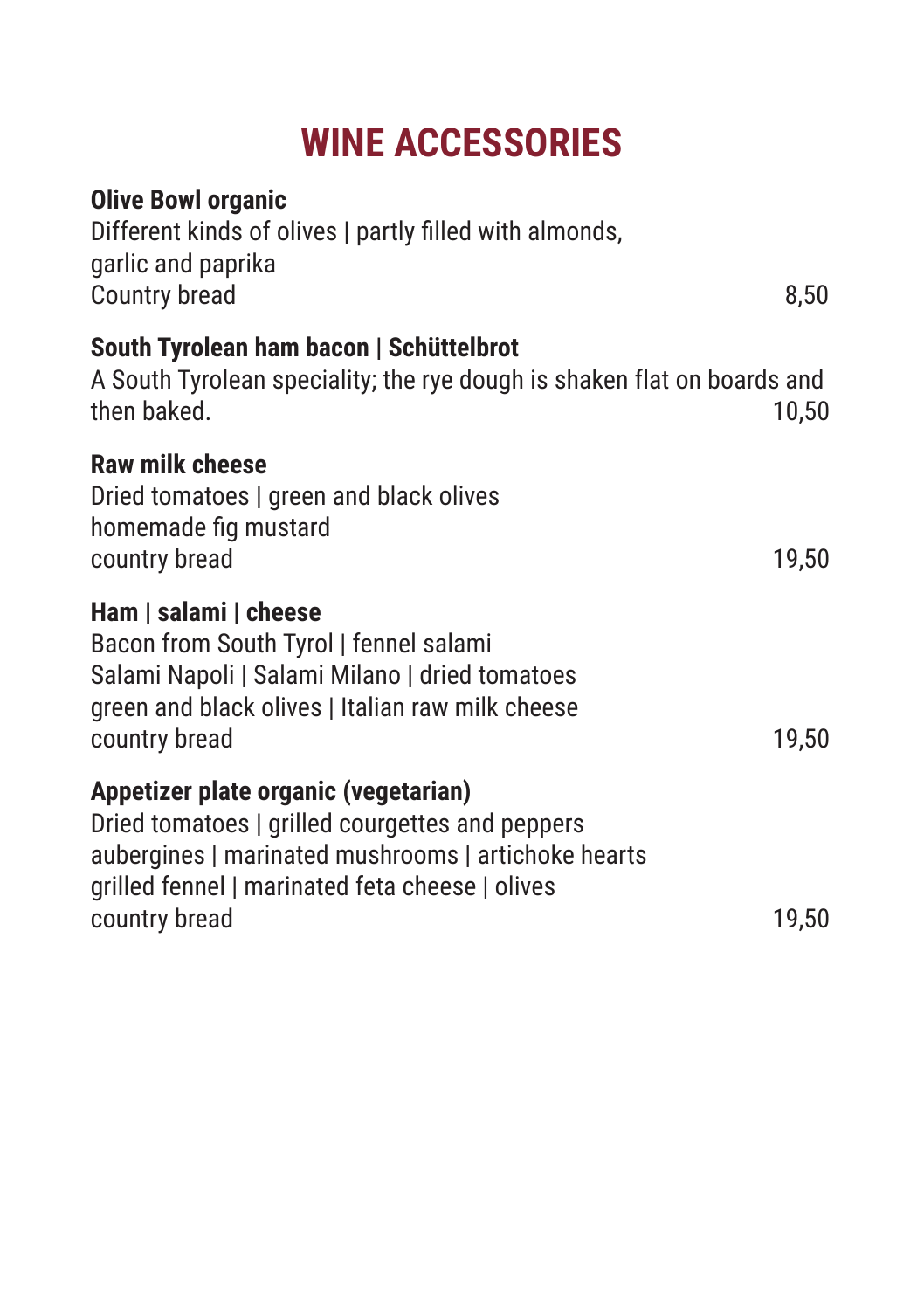# WINE ACCESSORIES

**Olive Bowl organic**
Different kinds of olives | partly filled with almonds,
garlic and paprika
Country bread 8,50

**South Tyrolean ham bacon | Schüttelbrot**
A South Tyrolean speciality; the rye dough is shaken flat on boards and
then baked. 10,50

**Raw milk cheese**
Dried tomatoes | green and black olives
homemade fig mustard
country bread 19,50

**Ham | salami | cheese**
Bacon from South Tyrol | fennel salami
Salami Napoli | Salami Milano | dried tomatoes
green and black olives | Italian raw milk cheese
country bread 19,50

**Appetizer plate organic (vegetarian)**
Dried tomatoes | grilled courgettes and peppers
aubergines | marinated mushrooms | artichoke hearts
grilled fennel | marinated feta cheese | olives
country bread 19,50